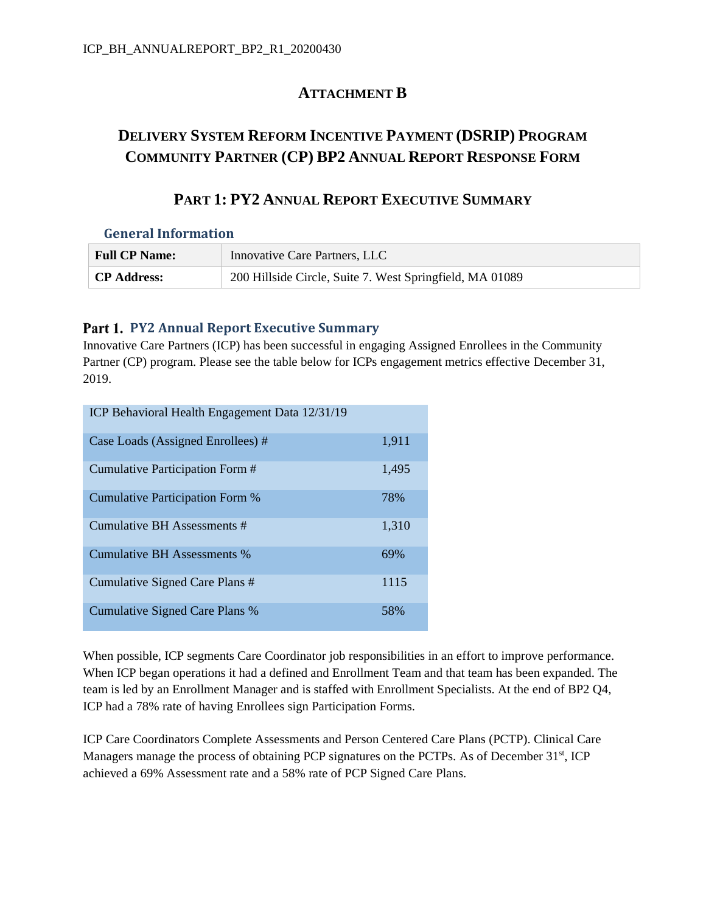# ATTACHMENT B

## DELIVERY SYSTEM REFORM INCENTIVE PAYMENT (DSRIP) PROGRAM COMMUNITY PARTNER (CP) BP2 ANNUAL REPORT RESPONSE FORM

## PART 1: PY2 ANNUAL REPORT EXECUTIVE SUMMARY

### General Information

| **Full CP Name:** | Innovative Care Partners, LLC |
|---|---|
| **CP Address:** | 200 Hillside Circle, Suite 7. West Springfield, MA 01089 |

### Part 1. PY2 Annual Report Executive Summary

Innovative Care Partners (ICP) has been successful in engaging Assigned Enrollees in the Community Partner (CP) program. Please see the table below for ICPs engagement metrics effective December 31, 2019.

| ICP Behavioral Health Engagement Data 12/31/19 | |
|---|---|
| Case Loads (Assigned Enrollees) # | 1,911 |
| Cumulative Participation Form # | 1,495 |
| Cumulative Participation Form % | 78% |
| Cumulative BH Assessments # | 1,310 |
| Cumulative BH Assessments % | 69% |
| Cumulative Signed Care Plans # | 1115 |
| Cumulative Signed Care Plans % | 58% |

When possible, ICP segments Care Coordinator job responsibilities in an effort to improve performance. When ICP began operations it had a defined and Enrollment Team and that team has been expanded. The team is led by an Enrollment Manager and is staffed with Enrollment Specialists. At the end of BP2 Q4, ICP had a 78% rate of having Enrollees sign Participation Forms.

ICP Care Coordinators Complete Assessments and Person Centered Care Plans (PCTP). Clinical Care Managers manage the process of obtaining PCP signatures on the PCTPs. As of December 31st, ICP achieved a 69% Assessment rate and a 58% rate of PCP Signed Care Plans.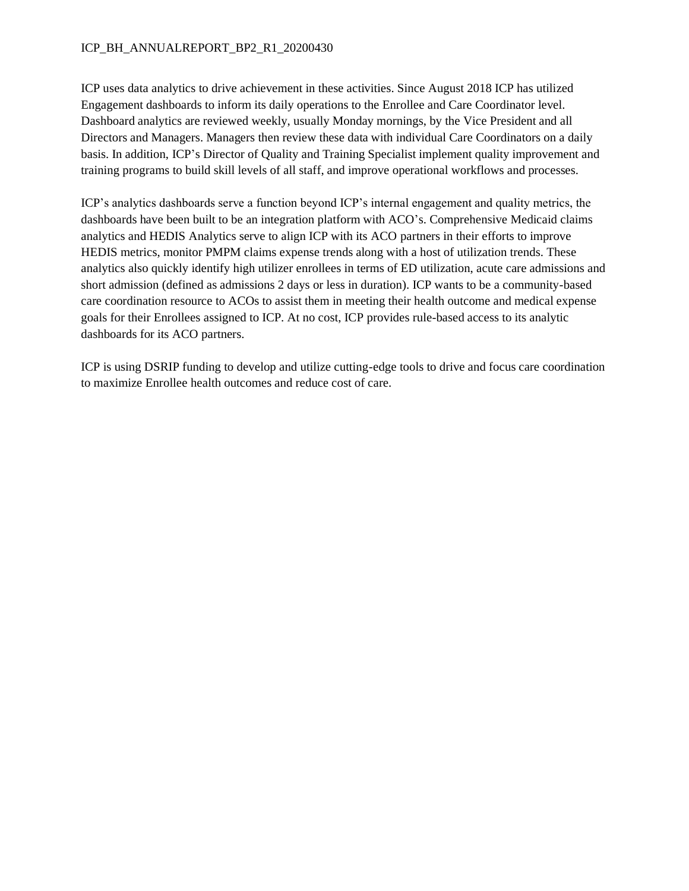ICP uses data analytics to drive achievement in these activities. Since August 2018 ICP has utilized Engagement dashboards to inform its daily operations to the Enrollee and Care Coordinator level. Dashboard analytics are reviewed weekly, usually Monday mornings, by the Vice President and all Directors and Managers. Managers then review these data with individual Care Coordinators on a daily basis. In addition, ICP's Director of Quality and Training Specialist implement quality improvement and training programs to build skill levels of all staff, and improve operational workflows and processes.

ICP's analytics dashboards serve a function beyond ICP's internal engagement and quality metrics, the dashboards have been built to be an integration platform with ACO's. Comprehensive Medicaid claims analytics and HEDIS Analytics serve to align ICP with its ACO partners in their efforts to improve HEDIS metrics, monitor PMPM claims expense trends along with a host of utilization trends. These analytics also quickly identify high utilizer enrollees in terms of ED utilization, acute care admissions and short admission (defined as admissions 2 days or less in duration). ICP wants to be a community-based care coordination resource to ACOs to assist them in meeting their health outcome and medical expense goals for their Enrollees assigned to ICP. At no cost, ICP provides rule-based access to its analytic dashboards for its ACO partners.

ICP is using DSRIP funding to develop and utilize cutting-edge tools to drive and focus care coordination to maximize Enrollee health outcomes and reduce cost of care.